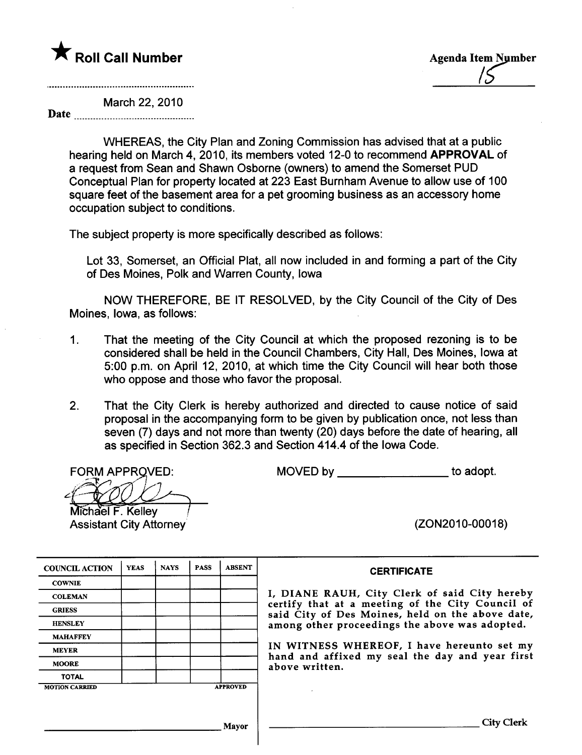★ **Roll Call Number**

**Agenda Item Number**

15

Date March 22, 2010

WHEREAS, the City Plan and Zoning Commission has advised that at a public hearing held on March 4, 2010, its members voted 12-0 to recommend **APPROVAL** of a request from Sean and Shawn Osborne (owners) to amend the Somerset PUD Conceptual Plan for property located at 223 East Burnham Avenue to allow use of 100 square feet of the basement area for a pet grooming business as an accessory home occupation subject to conditions.

The subject property is more specifically described as follows:

Lot 33, Somerset, an Official Plat, all now included in and forming a part of the City of Des Moines, Polk and Warren County, Iowa

NOW THEREFORE, BE IT RESOLVED, by the City Council of the City of Des Moines, Iowa, as follows:

1. That the meeting of the City Council at which the proposed rezoning is to be considered shall be held in the Council Chambers, City Hall, Des Moines, Iowa at 5:00 p.m. on April 12, 2010, at which time the City Council will hear both those who oppose and those who favor the proposal.

2. That the City Clerk is hereby authorized and directed to cause notice of said proposal in the accompanying form to be given by publication once, not less than seven (7) days and not more than twenty (20) days before the date of hearing, all as specified in Section 362.3 and Section 414.4 of the Iowa Code.

FORM APPROVED:

Michael F. Kelley
Assistant City Attorney

MOVED by ________________ to adopt.

(ZON2010-00018)

| COUNCIL ACTION | YEAS | NAYS | PASS | ABSENT |
|---|---|---|---|---|
| COWNIE | | | | |
| COLEMAN | | | | |
| GRIESS | | | | |
| HENSLEY | | | | |
| MAHAFFEY | | | | |
| MEYER | | | | |
| MOORE | | | | |
| TOTAL | | | | |
| MOTION CARRIED | | | | APPROVED |

________________________ Mayor

**CERTIFICATE**

I, DIANE RAUH, City Clerk of said City hereby certify that at a meeting of the City Council of said City of Des Moines, held on the above date, among other proceedings the above was adopted.

IN WITNESS WHEREOF, I have hereunto set my hand and affixed my seal the day and year first above written.

________________________ City Clerk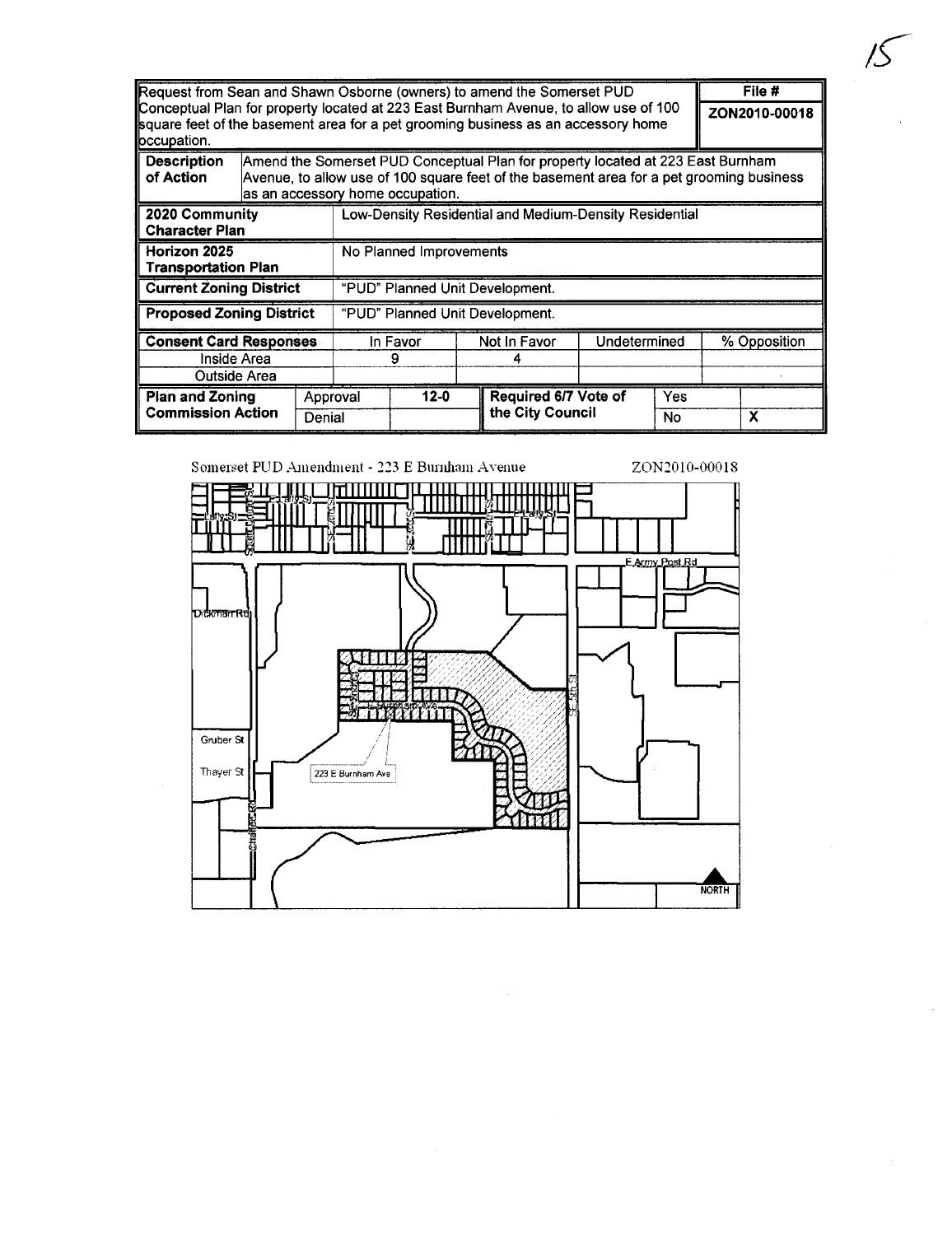| Request from Sean and Shawn Osborne (owners) to amend the Somerset PUD Conceptual Plan for property located at 223 East Burnham Avenue, to allow use of 100 square feet of the basement area for a pet grooming business as an accessory home occupation. | | | | | | File # ZON2010-00018 |
|---|---|---|---|---|---|---|
| **Description of Action** | Amend the Somerset PUD Conceptual Plan for property located at 223 East Burnham Avenue, to allow use of 100 square feet of the basement area for a pet grooming business as an accessory home occupation. | | | | | |
| **2020 Community Character Plan** | Low-Density Residential and Medium-Density Residential | | | | | |
| **Horizon 2025 Transportation Plan** | No Planned Improvements | | | | | |
| **Current Zoning District** | "PUD" Planned Unit Development. | | | | | |
| **Proposed Zoning District** | "PUD" Planned Unit Development. | | | | | |
| **Consent Card Responses** | In Favor | Not In Favor | Undetermined | % Opposition | | |
| Inside Area | 9 | 4 | | | | |
| Outside Area | | | | | | |
| **Plan and Zoning Commission Action** | Approval | 12-0 | **Required 6/7 Vote of the City Council** | Yes | | |
| | Denial | | | No | X | |

Somerset PUD Amendment - 223 E Burnham Avenue ZON2010-00018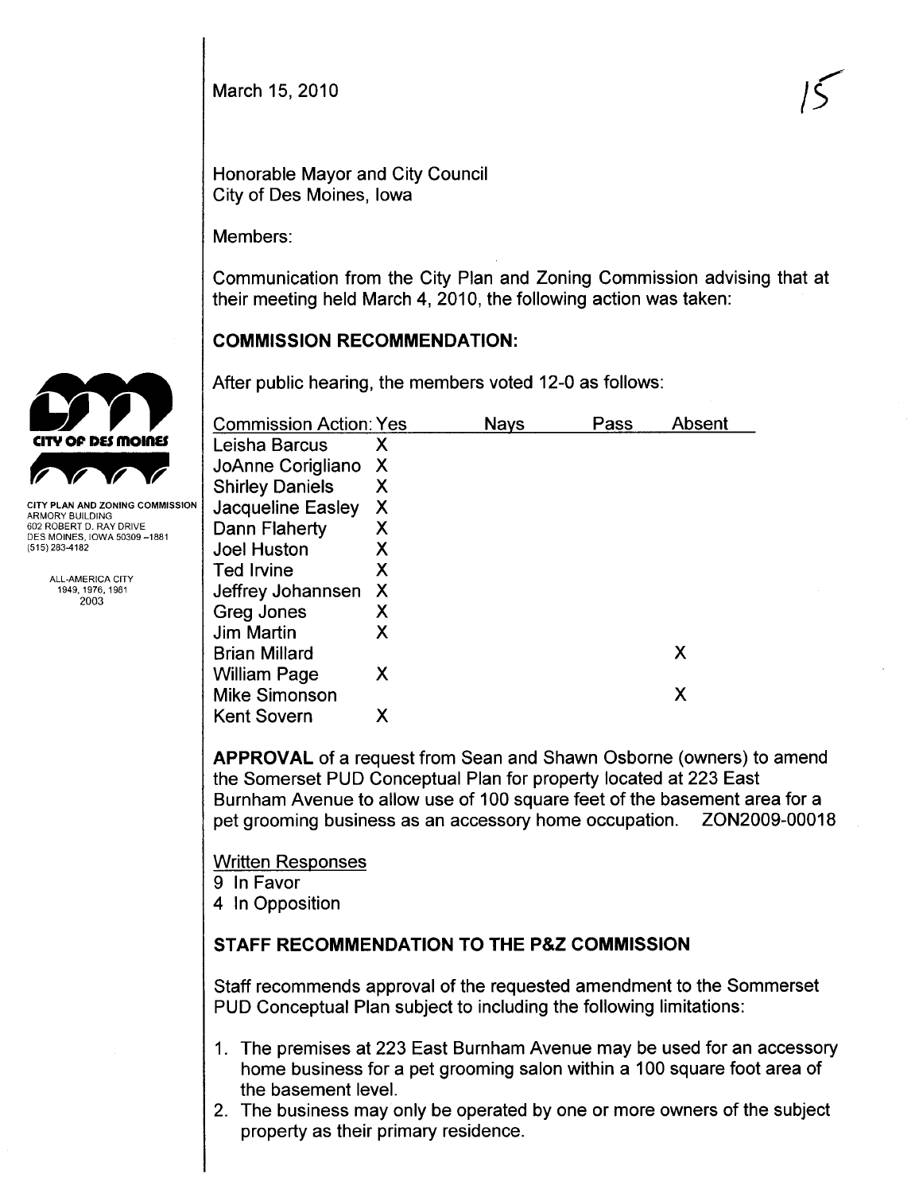March 15, 2010

15

Honorable Mayor and City Council
City of Des Moines, Iowa

Members:

Communication from the City Plan and Zoning Commission advising that at their meeting held March 4, 2010, the following action was taken:

CITY PLAN AND ZONING COMMISSION
ARMORY BUILDING
602 ROBERT D. RAY DRIVE
DES MOINES, IOWA 50309-1881
(515) 283-4182

ALL-AMERICA CITY
1949, 1976, 1981
2003

## COMMISSION RECOMMENDATION:

After public hearing, the members voted 12-0 as follows:

| Commission Action: | Yes | Nays | Pass | Absent |
|---|---|---|---|---|
| Leisha Barcus | X | | | |
| JoAnne Corigliano | X | | | |
| Shirley Daniels | X | | | |
| Jacqueline Easley | X | | | |
| Dann Flaherty | X | | | |
| Joel Huston | X | | | |
| Ted Irvine | X | | | |
| Jeffrey Johannsen | X | | | |
| Greg Jones | X | | | |
| Jim Martin | X | | | |
| Brian Millard | | | | X |
| William Page | X | | | |
| Mike Simonson | | | | X |
| Kent Sovern | X | | | |

**APPROVAL** of a request from Sean and Shawn Osborne (owners) to amend the Somerset PUD Conceptual Plan for property located at 223 East Burnham Avenue to allow use of 100 square feet of the basement area for a pet grooming business as an accessory home occupation. ZON2009-00018

Written Responses
9 In Favor
4 In Opposition

## STAFF RECOMMENDATION TO THE P&Z COMMISSION

Staff recommends approval of the requested amendment to the Sommerset PUD Conceptual Plan subject to including the following limitations:

1. The premises at 223 East Burnham Avenue may be used for an accessory home business for a pet grooming salon within a 100 square foot area of the basement level.
2. The business may only be operated by one or more owners of the subject property as their primary residence.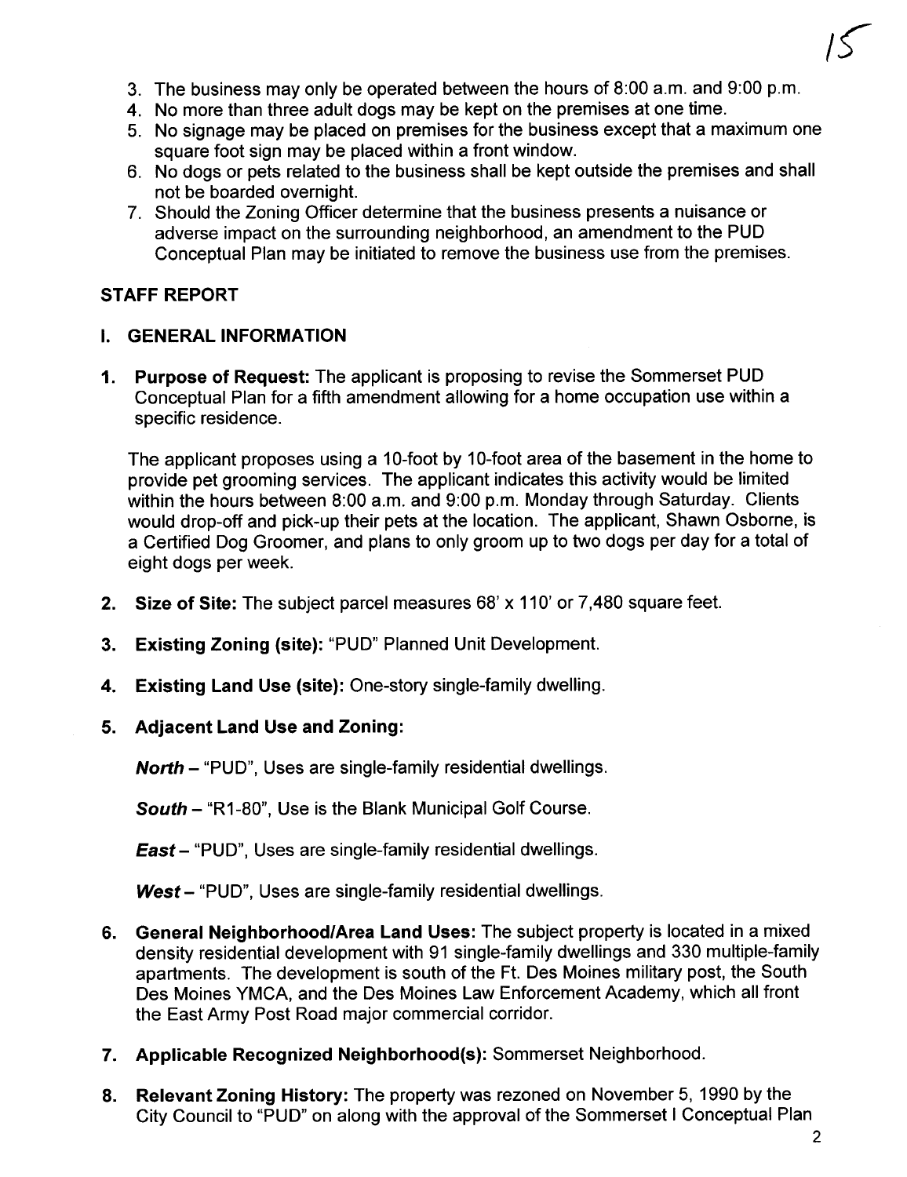3. The business may only be operated between the hours of 8:00 a.m. and 9:00 p.m.
4. No more than three adult dogs may be kept on the premises at one time.
5. No signage may be placed on premises for the business except that a maximum one square foot sign may be placed within a front window.
6. No dogs or pets related to the business shall be kept outside the premises and shall not be boarded overnight.
7. Should the Zoning Officer determine that the business presents a nuisance or adverse impact on the surrounding neighborhood, an amendment to the PUD Conceptual Plan may be initiated to remove the business use from the premises.

## STAFF REPORT

### I. GENERAL INFORMATION

1. **Purpose of Request:** The applicant is proposing to revise the Sommerset PUD Conceptual Plan for a fifth amendment allowing for a home occupation use within a specific residence.

   The applicant proposes using a 10-foot by 10-foot area of the basement in the home to provide pet grooming services. The applicant indicates this activity would be limited within the hours between 8:00 a.m. and 9:00 p.m. Monday through Saturday. Clients would drop-off and pick-up their pets at the location. The applicant, Shawn Osborne, is a Certified Dog Groomer, and plans to only groom up to two dogs per day for a total of eight dogs per week.

2. **Size of Site:** The subject parcel measures 68' x 110' or 7,480 square feet.

3. **Existing Zoning (site):** "PUD" Planned Unit Development.

4. **Existing Land Use (site):** One-story single-family dwelling.

5. **Adjacent Land Use and Zoning:**

   ***North*** – "PUD", Uses are single-family residential dwellings.

   ***South*** – "R1-80", Use is the Blank Municipal Golf Course.

   ***East*** – "PUD", Uses are single-family residential dwellings.

   ***West*** – "PUD", Uses are single-family residential dwellings.

6. **General Neighborhood/Area Land Uses:** The subject property is located in a mixed density residential development with 91 single-family dwellings and 330 multiple-family apartments. The development is south of the Ft. Des Moines military post, the South Des Moines YMCA, and the Des Moines Law Enforcement Academy, which all front the East Army Post Road major commercial corridor.

7. **Applicable Recognized Neighborhood(s):** Sommerset Neighborhood.

8. **Relevant Zoning History:** The property was rezoned on November 5, 1990 by the City Council to "PUD" on along with the approval of the Sommerset I Conceptual Plan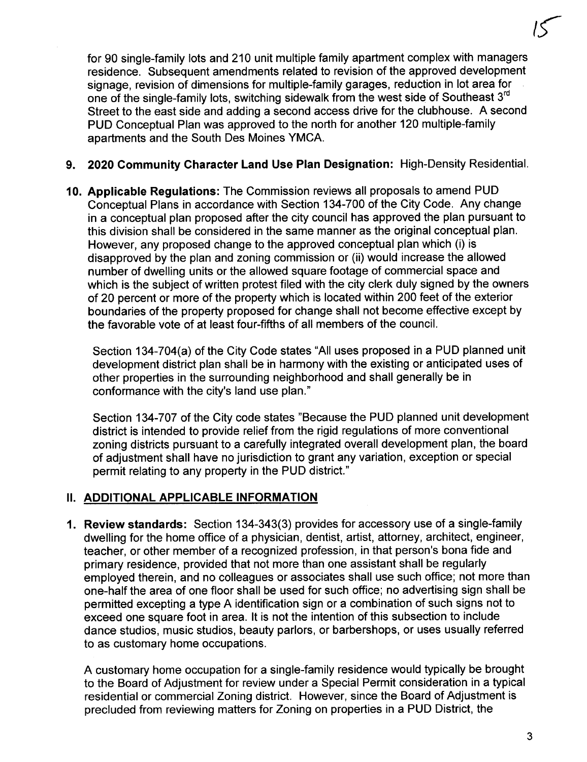for 90 single-family lots and 210 unit multiple family apartment complex with managers residence. Subsequent amendments related to revision of the approved development signage, revision of dimensions for multiple-family garages, reduction in lot area for one of the single-family lots, switching sidewalk from the west side of Southeast 3rd Street to the east side and adding a second access drive for the clubhouse. A second PUD Conceptual Plan was approved to the north for another 120 multiple-family apartments and the South Des Moines YMCA.

9. **2020 Community Character Land Use Plan Designation:** High-Density Residential.

10. **Applicable Regulations:** The Commission reviews all proposals to amend PUD Conceptual Plans in accordance with Section 134-700 of the City Code. Any change in a conceptual plan proposed after the city council has approved the plan pursuant to this division shall be considered in the same manner as the original conceptual plan. However, any proposed change to the approved conceptual plan which (i) is disapproved by the plan and zoning commission or (ii) would increase the allowed number of dwelling units or the allowed square footage of commercial space and which is the subject of written protest filed with the city clerk duly signed by the owners of 20 percent or more of the property which is located within 200 feet of the exterior boundaries of the property proposed for change shall not become effective except by the favorable vote of at least four-fifths of all members of the council.

    Section 134-704(a) of the City Code states "All uses proposed in a PUD planned unit development district plan shall be in harmony with the existing or anticipated uses of other properties in the surrounding neighborhood and shall generally be in conformance with the city's land use plan."

    Section 134-707 of the City code states "Because the PUD planned unit development district is intended to provide relief from the rigid regulations of more conventional zoning districts pursuant to a carefully integrated overall development plan, the board of adjustment shall have no jurisdiction to grant any variation, exception or special permit relating to any property in the PUD district."

## II. ADDITIONAL APPLICABLE INFORMATION

1. **Review standards:** Section 134-343(3) provides for accessory use of a single-family dwelling for the home office of a physician, dentist, artist, attorney, architect, engineer, teacher, or other member of a recognized profession, in that person's bona fide and primary residence, provided that not more than one assistant shall be regularly employed therein, and no colleagues or associates shall use such office; not more than one-half the area of one floor shall be used for such office; no advertising sign shall be permitted excepting a type A identification sign or a combination of such signs not to exceed one square foot in area. It is not the intention of this subsection to include dance studios, music studios, beauty parlors, or barbershops, or uses usually referred to as customary home occupations.

    A customary home occupation for a single-family residence would typically be brought to the Board of Adjustment for review under a Special Permit consideration in a typical residential or commercial Zoning district. However, since the Board of Adjustment is precluded from reviewing matters for Zoning on properties in a PUD District, the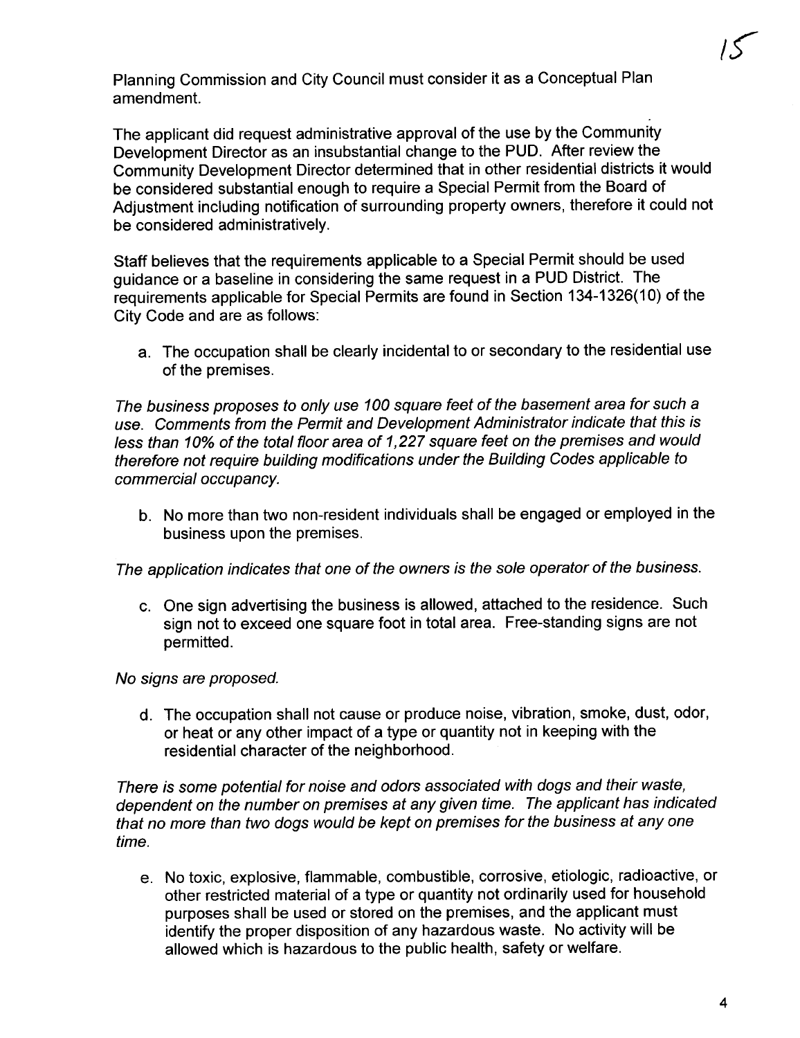Planning Commission and City Council must consider it as a Conceptual Plan amendment.

The applicant did request administrative approval of the use by the Community Development Director as an insubstantial change to the PUD. After review the Community Development Director determined that in other residential districts it would be considered substantial enough to require a Special Permit from the Board of Adjustment including notification of surrounding property owners, therefore it could not be considered administratively.

Staff believes that the requirements applicable to a Special Permit should be used guidance or a baseline in considering the same request in a PUD District. The requirements applicable for Special Permits are found in Section 134-1326(10) of the City Code and are as follows:

a. The occupation shall be clearly incidental to or secondary to the residential use of the premises.

*The business proposes to only use 100 square feet of the basement area for such a use. Comments from the Permit and Development Administrator indicate that this is less than 10% of the total floor area of 1,227 square feet on the premises and would therefore not require building modifications under the Building Codes applicable to commercial occupancy.*

b. No more than two non-resident individuals shall be engaged or employed in the business upon the premises.

*The application indicates that one of the owners is the sole operator of the business.*

c. One sign advertising the business is allowed, attached to the residence. Such sign not to exceed one square foot in total area. Free-standing signs are not permitted.

*No signs are proposed.*

d. The occupation shall not cause or produce noise, vibration, smoke, dust, odor, or heat or any other impact of a type or quantity not in keeping with the residential character of the neighborhood.

*There is some potential for noise and odors associated with dogs and their waste, dependent on the number on premises at any given time. The applicant has indicated that no more than two dogs would be kept on premises for the business at any one time.*

e. No toxic, explosive, flammable, combustible, corrosive, etiologic, radioactive, or other restricted material of a type or quantity not ordinarily used for household purposes shall be used or stored on the premises, and the applicant must identify the proper disposition of any hazardous waste. No activity will be allowed which is hazardous to the public health, safety or welfare.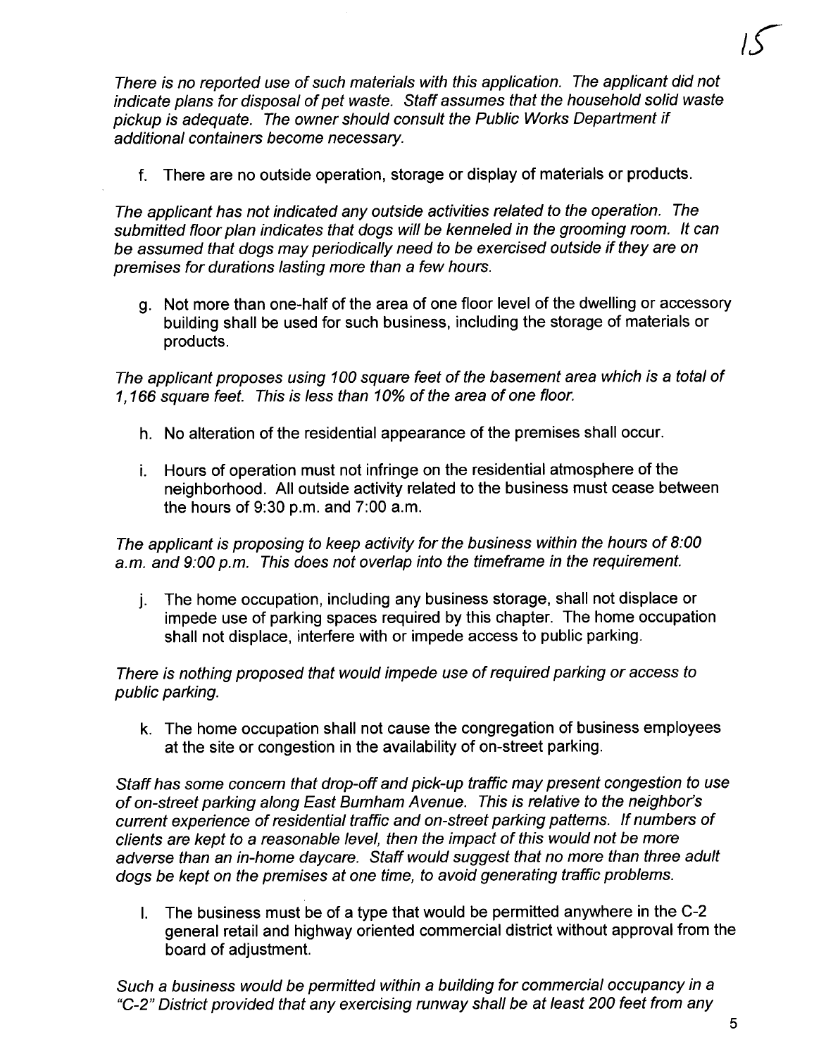*There is no reported use of such materials with this application. The applicant did not indicate plans for disposal of pet waste. Staff assumes that the household solid waste pickup is adequate. The owner should consult the Public Works Department if additional containers become necessary.*

f. There are no outside operation, storage or display of materials or products.

*The applicant has not indicated any outside activities related to the operation. The submitted floor plan indicates that dogs will be kenneled in the grooming room. It can be assumed that dogs may periodically need to be exercised outside if they are on premises for durations lasting more than a few hours.*

g. Not more than one-half of the area of one floor level of the dwelling or accessory building shall be used for such business, including the storage of materials or products.

*The applicant proposes using 100 square feet of the basement area which is a total of 1,166 square feet. This is less than 10% of the area of one floor.*

h. No alteration of the residential appearance of the premises shall occur.

i. Hours of operation must not infringe on the residential atmosphere of the neighborhood. All outside activity related to the business must cease between the hours of 9:30 p.m. and 7:00 a.m.

*The applicant is proposing to keep activity for the business within the hours of 8:00 a.m. and 9:00 p.m. This does not overlap into the timeframe in the requirement.*

j. The home occupation, including any business storage, shall not displace or impede use of parking spaces required by this chapter. The home occupation shall not displace, interfere with or impede access to public parking.

*There is nothing proposed that would impede use of required parking or access to public parking.*

k. The home occupation shall not cause the congregation of business employees at the site or congestion in the availability of on-street parking.

*Staff has some concern that drop-off and pick-up traffic may present congestion to use of on-street parking along East Burnham Avenue. This is relative to the neighbor's current experience of residential traffic and on-street parking patterns. If numbers of clients are kept to a reasonable level, then the impact of this would not be more adverse than an in-home daycare. Staff would suggest that no more than three adult dogs be kept on the premises at one time, to avoid generating traffic problems.*

l. The business must be of a type that would be permitted anywhere in the C-2 general retail and highway oriented commercial district without approval from the board of adjustment.

*Such a business would be permitted within a building for commercial occupancy in a "C-2" District provided that any exercising runway shall be at least 200 feet from any*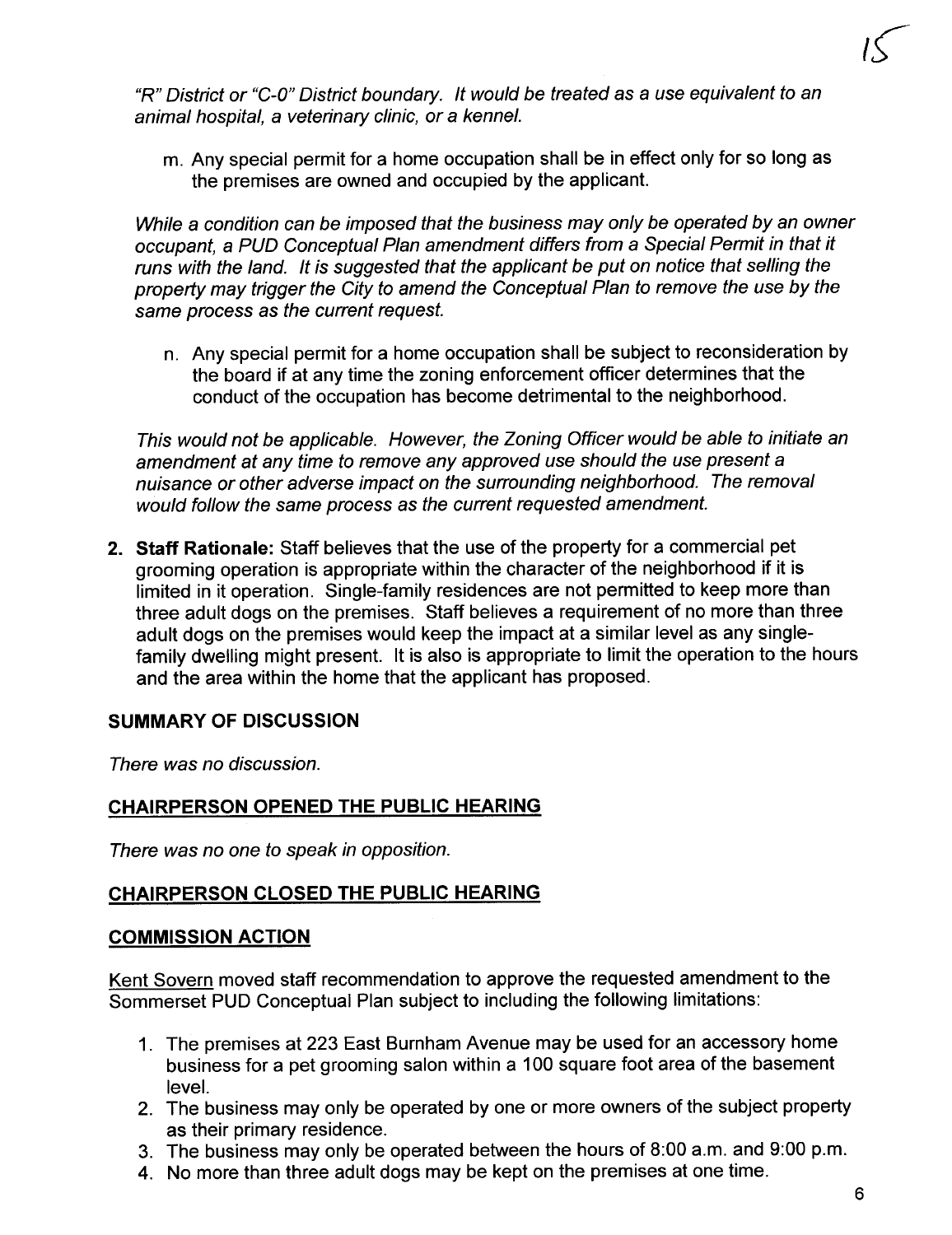*"R" District or "C-0" District boundary. It would be treated as a use equivalent to an animal hospital, a veterinary clinic, or a kennel.*

m. Any special permit for a home occupation shall be in effect only for so long as the premises are owned and occupied by the applicant.

*While a condition can be imposed that the business may only be operated by an owner occupant, a PUD Conceptual Plan amendment differs from a Special Permit in that it runs with the land. It is suggested that the applicant be put on notice that selling the property may trigger the City to amend the Conceptual Plan to remove the use by the same process as the current request.*

n. Any special permit for a home occupation shall be subject to reconsideration by the board if at any time the zoning enforcement officer determines that the conduct of the occupation has become detrimental to the neighborhood.

*This would not be applicable. However, the Zoning Officer would be able to initiate an amendment at any time to remove any approved use should the use present a nuisance or other adverse impact on the surrounding neighborhood. The removal would follow the same process as the current requested amendment.*

2. **Staff Rationale:** Staff believes that the use of the property for a commercial pet grooming operation is appropriate within the character of the neighborhood if it is limited in it operation. Single-family residences are not permitted to keep more than three adult dogs on the premises. Staff believes a requirement of no more than three adult dogs on the premises would keep the impact at a similar level as any single-family dwelling might present. It is also is appropriate to limit the operation to the hours and the area within the home that the applicant has proposed.

## SUMMARY OF DISCUSSION

*There was no discussion.*

## CHAIRPERSON OPENED THE PUBLIC HEARING

*There was no one to speak in opposition.*

## CHAIRPERSON CLOSED THE PUBLIC HEARING

## COMMISSION ACTION

Kent Sovern moved staff recommendation to approve the requested amendment to the Sommerset PUD Conceptual Plan subject to including the following limitations:

1. The premises at 223 East Burnham Avenue may be used for an accessory home business for a pet grooming salon within a 100 square foot area of the basement level.
2. The business may only be operated by one or more owners of the subject property as their primary residence.
3. The business may only be operated between the hours of 8:00 a.m. and 9:00 p.m.
4. No more than three adult dogs may be kept on the premises at one time.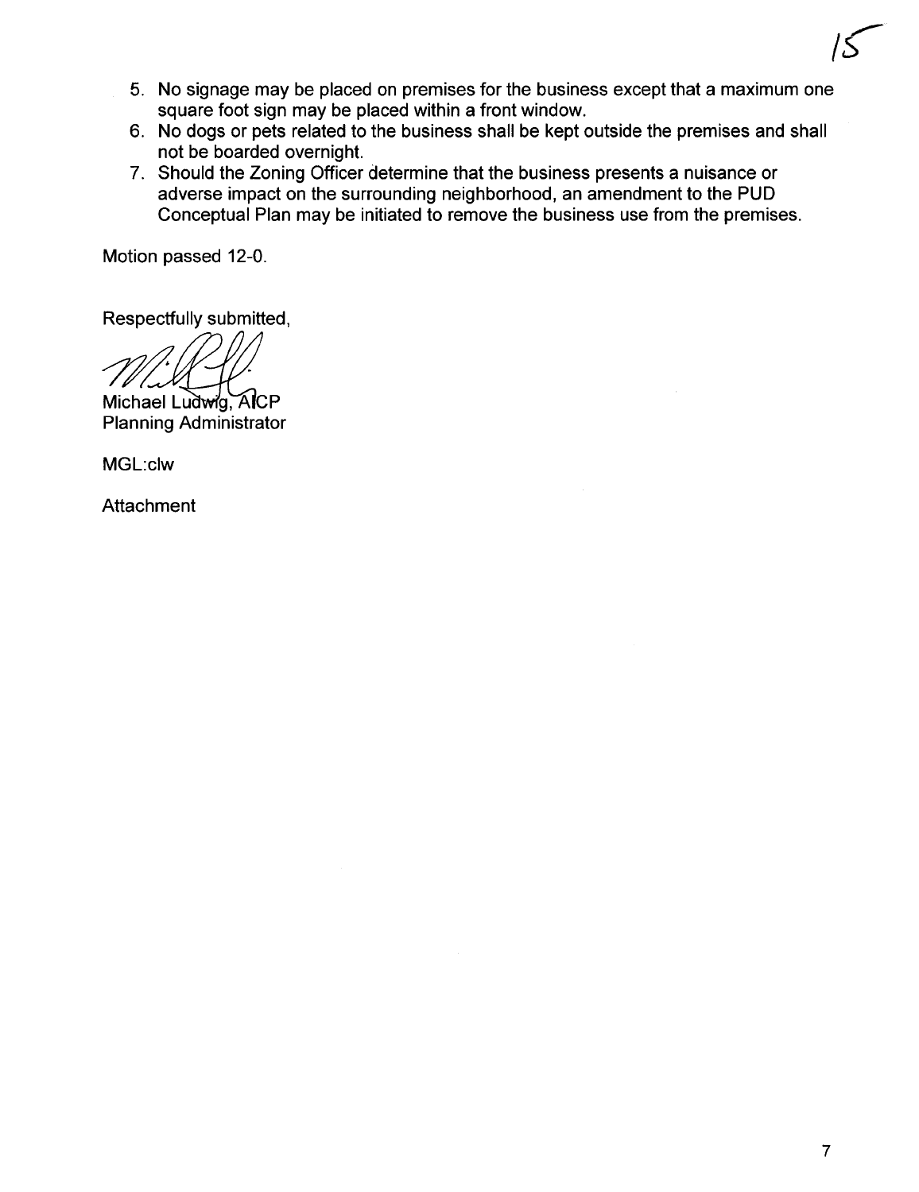5. No signage may be placed on premises for the business except that a maximum one square foot sign may be placed within a front window.
6. No dogs or pets related to the business shall be kept outside the premises and shall not be boarded overnight.
7. Should the Zoning Officer determine that the business presents a nuisance or adverse impact on the surrounding neighborhood, an amendment to the PUD Conceptual Plan may be initiated to remove the business use from the premises.

Motion passed 12-0.

Respectfully submitted,

Michael Ludwig, AICP
Planning Administrator

MGL:clw

Attachment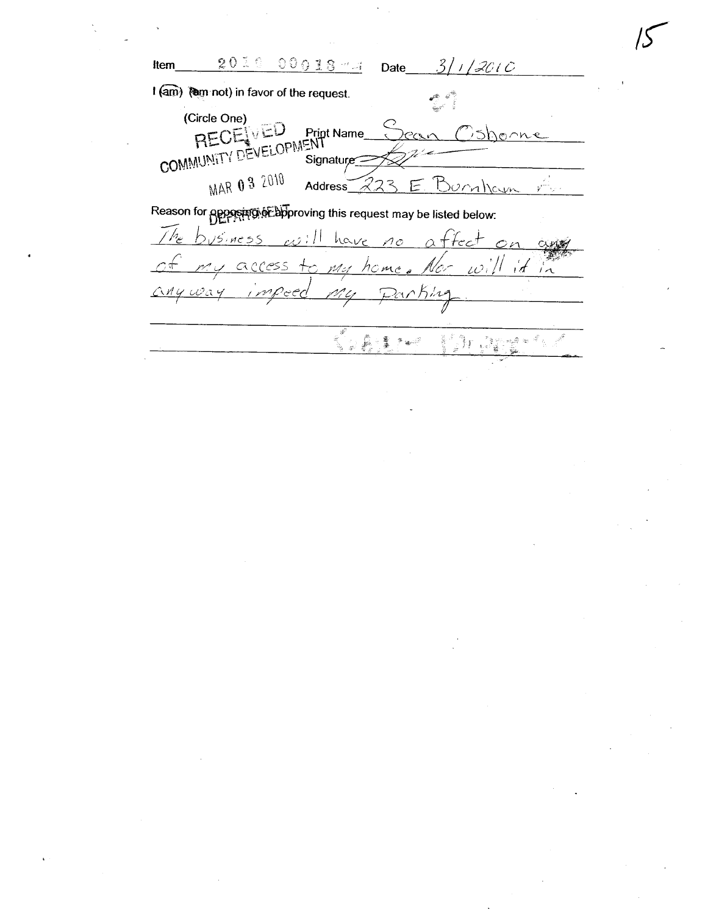Item 2010 00018 Date 3/1/2010

I (am) (am not) in favor of the request.

(Circle One)

RECEIVED COMMUNITY DEVELOPMENT DEPARTMENT

MAR 03 2010

Print Name Sean Osborne

Signature

Address 223 E Burnham A

Reason for opposing or approving this request may be listed below:

The business will have no affect on any of my access to my home. Nor will it in anyway impeed my Parking.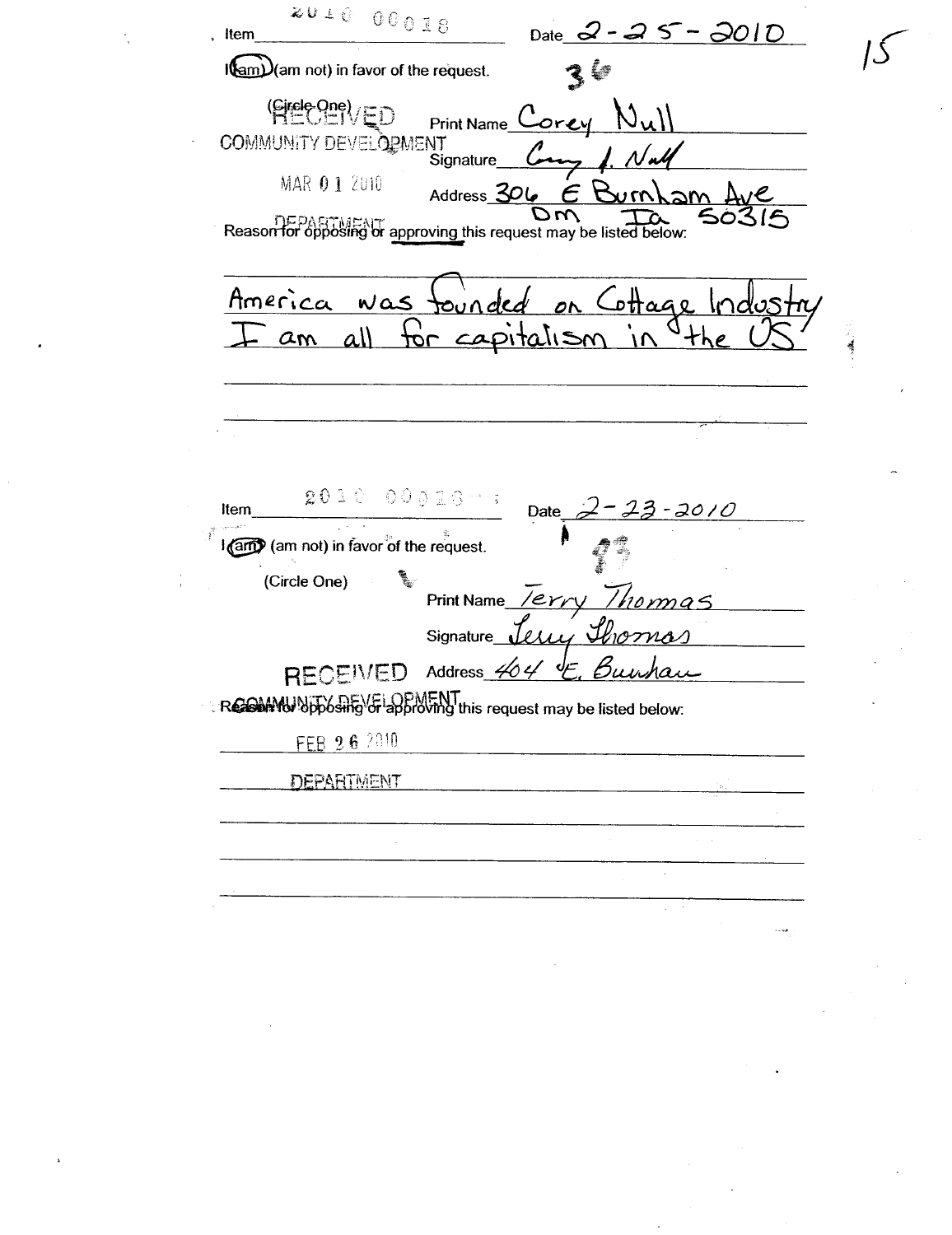Item 2010 00018 Date 2-25-2010

I (am) (am not) in favor of the request.

(Circle One)

RECEIVED COMMUNITY DEVELOPMENT MAR 01 2010 DEPARTMENT

Print Name Corey Null

Signature Corey J. Null

Address 306 E Burnham Ave Dm Ia 50315

Reason for opposing or approving this request may be listed below:

America was founded on Cottage Industry
I am all for capitalism in the US

---

Item 2010 00018 Date 2-23-2010

I (am) (am not) in favor of the request.

(Circle One)

Print Name Terry Thomas

Signature Terry Thomas

RECEIVED Address 404 E. Burnham

COMMUNITY DEVELOPMENT

Reason for opposing or approving this request may be listed below:

FEB 26 2010

DEPARTMENT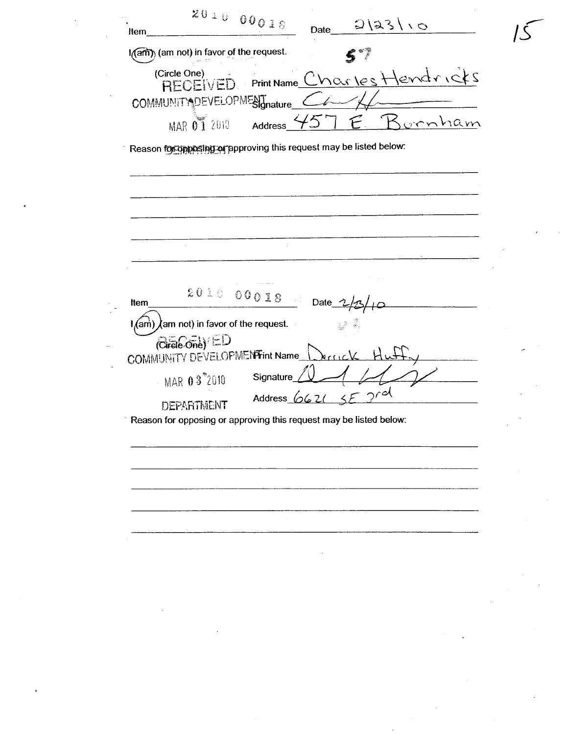Item 2010 00018 Date 2\23\10

I (am) (am not) in favor of the request.

(Circle One)

RECEIVED COMMUNITY DEVELOPMENT MAR 01 2010 DEPARTMENT

Print Name Charles Hendricks

Signature

Address 457 E. Burnham

Reason for opposing or approving this request may be listed below:

Item 2010 00018 Date 2/23/10

I (am) (am not) in favor of the request.

(Circle One)

RECEIVED COMMUNITY DEVELOPMENT MAR 03 2010 DEPARTMENT

Print Name Derrick Huffy

Signature

Address 6621 SE 3rd

Reason for opposing or approving this request may be listed below: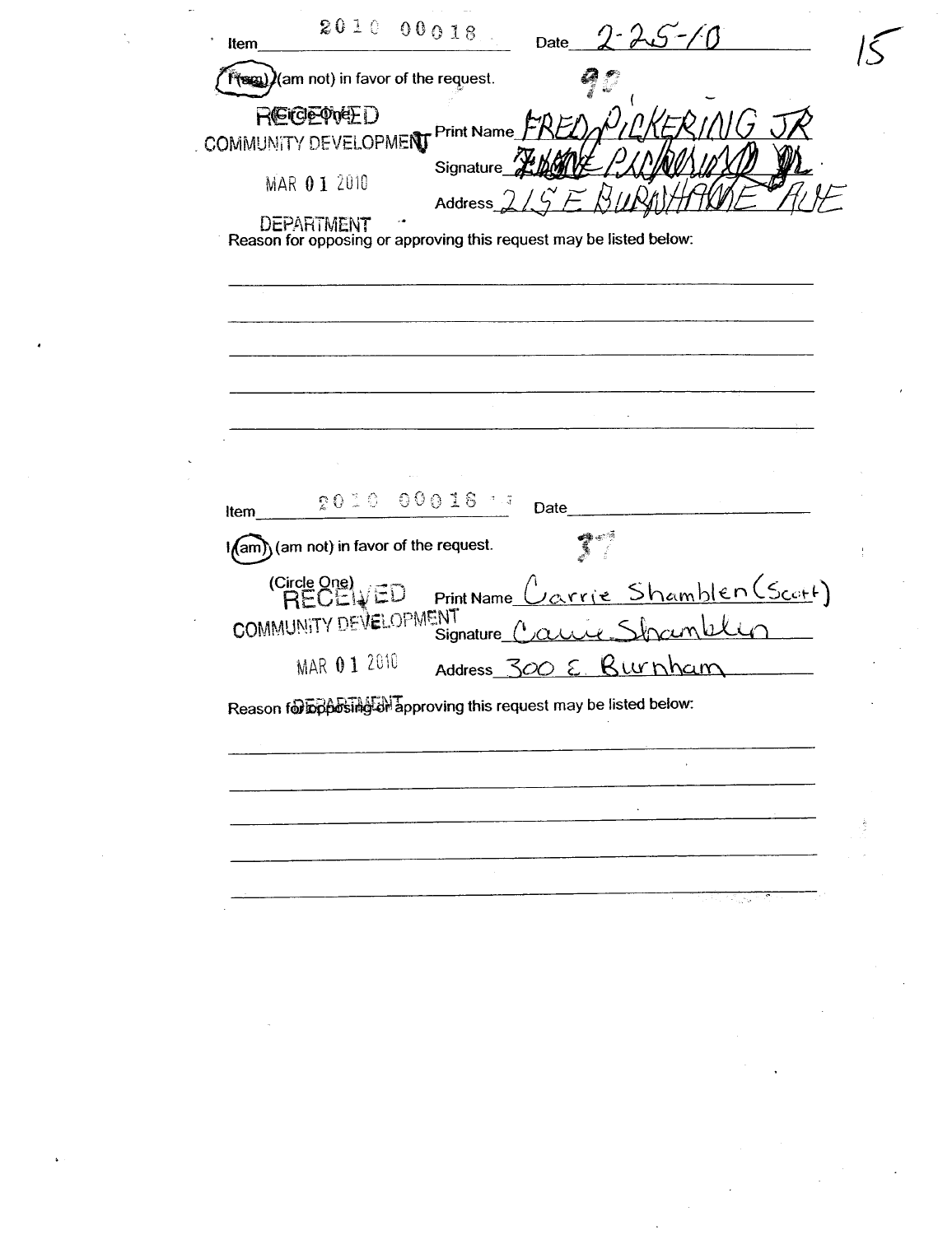Item 2010 00018 Date 2-25-10

15

(I am) (am not) in favor of the request.

92

(Circle One)

RECEIVED
COMMUNITY DEVELOPMENT
MAR 01 2010
DEPARTMENT

Print Name FRED PICKERING JR

Signature Fred Pickering Jr

Address 215 E BURNHAME AVE

Reason for opposing or approving this request may be listed below:

---

Item 2010 00018 Date

I (am) (am not) in favor of the request.

37

(Circle One)

RECEIVED
COMMUNITY DEVELOPMENT
MAR 01 2010
DEPARTMENT

Print Name Carrie Shamblen (Scott)

Signature Carrie Shamblen

Address 300 E. Burnham

Reason for opposing or approving this request may be listed below: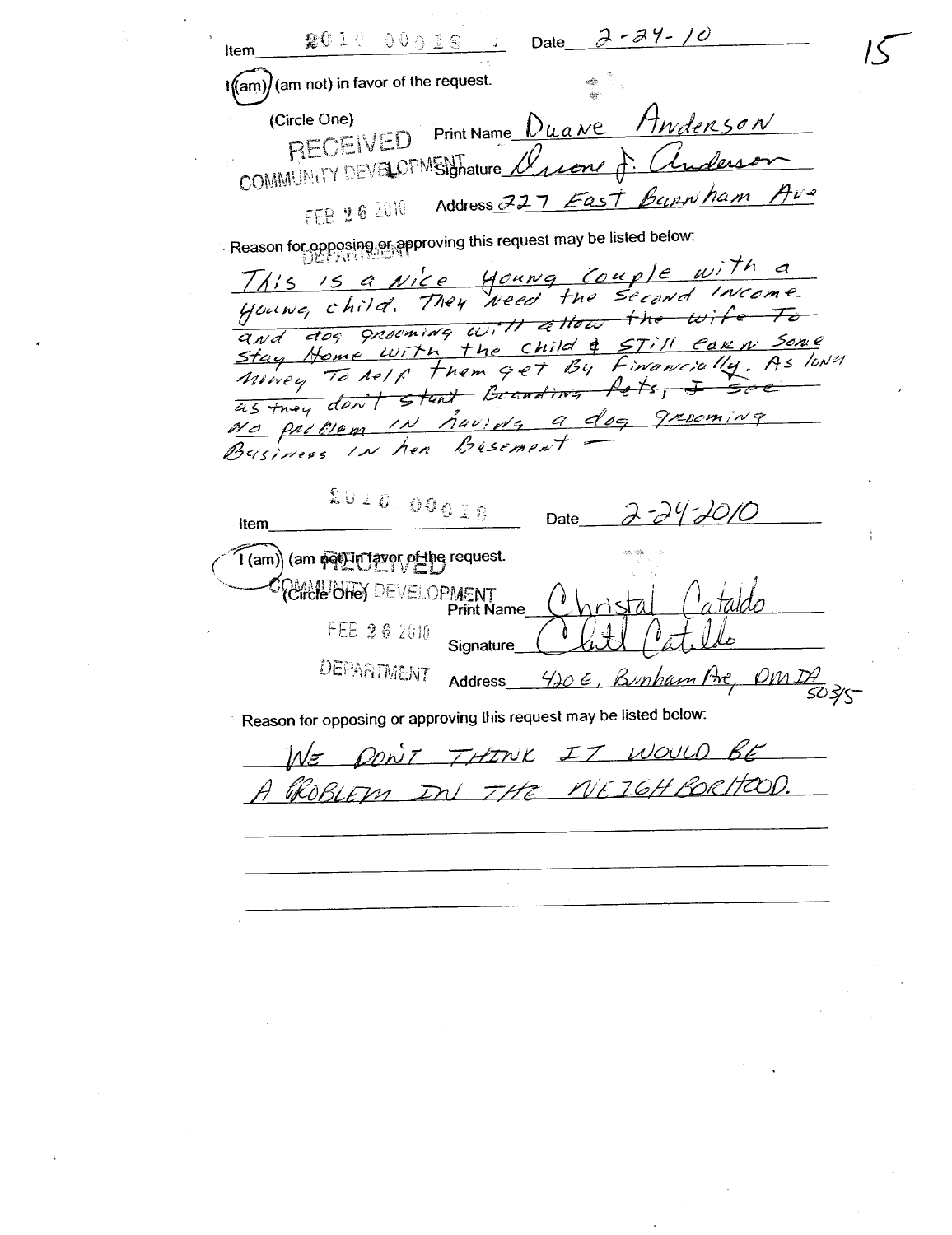Item 2010 00016 Date 2-24-10

I (am) (am not) in favor of the request.

(Circle One) Print Name Duane Anderson

RECEIVED COMMUNITY DEVELOPMENT DEPARTMENT FEB 26 2010

Signature Duane J. Anderson

Address 227 East Burnham Ave

Reason for opposing or approving this request may be listed below:

This is a nice young couple with a young child. They need the second income ~~and dog grooming will allow the wife to~~ and dog grooming will allow the wife to stay home with the child & still earn some money to help them get by financially. As long as they don't ~~start Boarding Pets, I see~~ start Boarding Pets, I see no problem in having a dog grooming Business in her Basement —

---

Item 2010 00016 Date 2-24-2010

I (am) (am not) in favor of the request.

(Circle One)

RECEIVED COMMUNITY DEVELOPMENT DEPARTMENT FEB 26 2010

Print Name Christal Cataldo

Signature Christl Cataldo

Address 420 E. Burnham Ave, OMDA 50315

Reason for opposing or approving this request may be listed below:

WE DON'T THINK IT WOULD BE A PROBLEM IN THE NEIGHBORHOOD.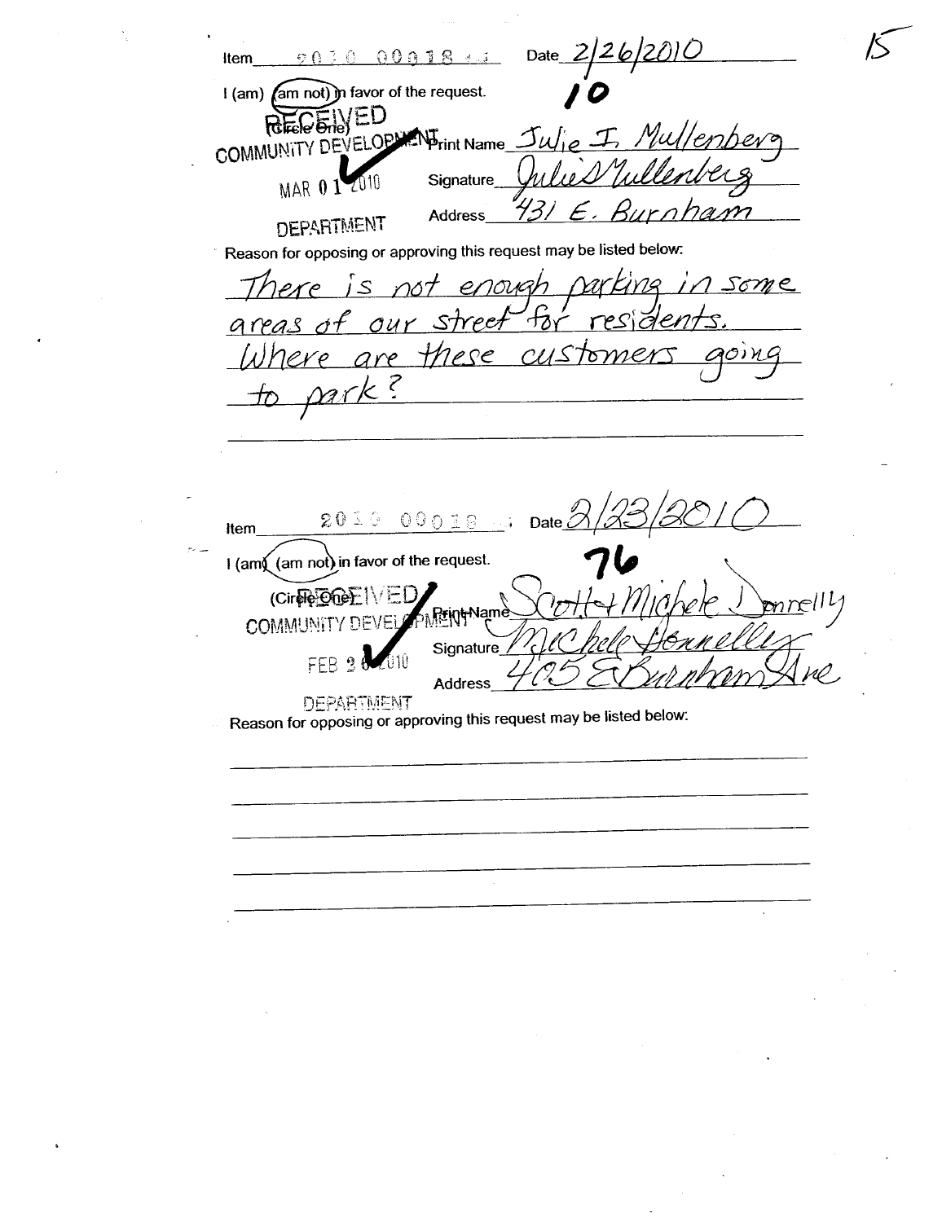Item 2010 00018 Date 2/26/2010

10

I (am) (am not) in favor of the request.

(Circle One)

RECEIVED COMMUNITY DEVELOPMENT MAR 01 2010 DEPARTMENT

Print Name Julie I. Mullenberg

Signature Julie Mullenberg

Address 431 E. Burnham

Reason for opposing or approving this request may be listed below:

There is not enough parking in some areas of our street for residents. Where are these customers going to park?

---

Item 2010 00018 Date 2/23/2010

76

I (am) (am not) in favor of the request.

(Circle One)

RECEIVED COMMUNITY DEVELOPMENT FEB 26 2010 DEPARTMENT

Print Name Scott + Michele Donnelly

Signature Michele Donnelly

Address 405 E Burnham Ave

Reason for opposing or approving this request may be listed below: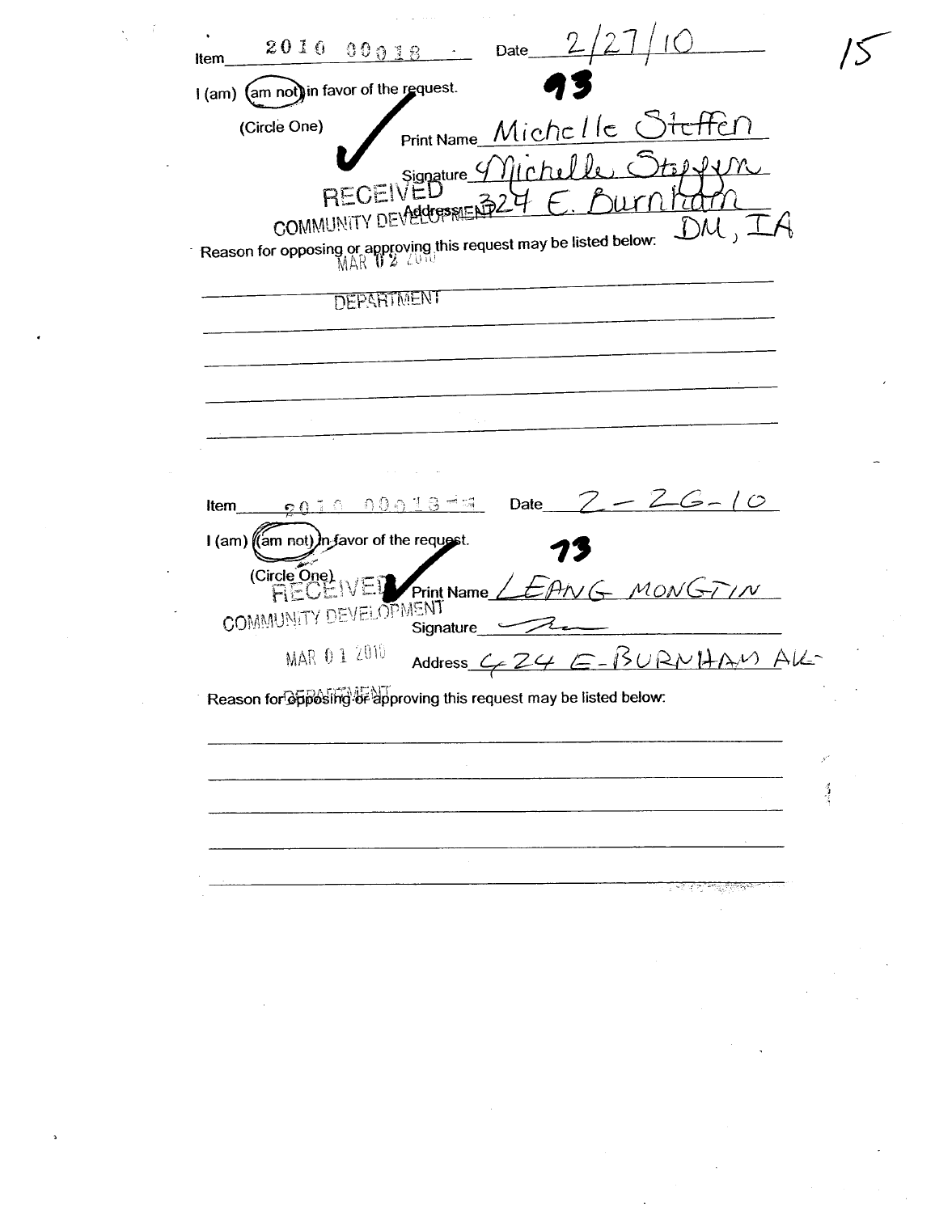Item 2010 00018 Date 2/27/10

I (am) (am not) in favor of the request.

(Circle One) ✓ Print Name Michelle Steffen

Signature Michelle Steffen

Address 324 E. Burnham DM, IA

RECEIVED COMMUNITY DEVELOPMENT MAR 02 2010 DEPARTMENT

Reason for opposing or approving this request may be listed below:

---

Item 2010 00018 Date 2-26-10

I (am) (am not) in favor of the request.

(Circle One) ✓ Print Name LEANG MONGTIN

Signature

Address 424 E-BURNHAM AVE

RECEIVED COMMUNITY DEVELOPMENT MAR 01 2010 DEPARTMENT

Reason for opposing or approving this request may be listed below: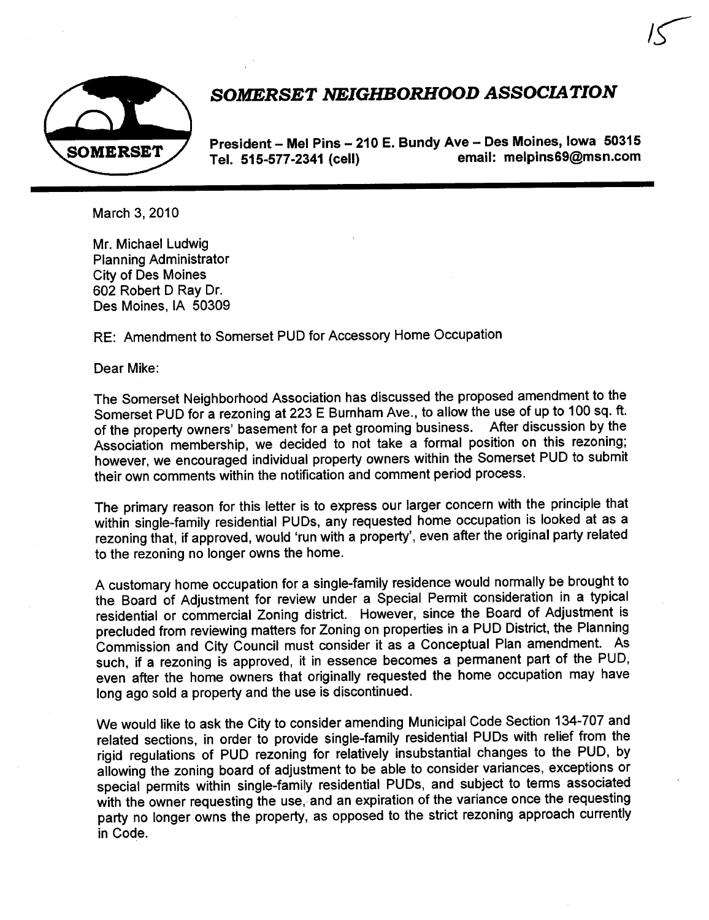# *SOMERSET NEIGHBORHOOD ASSOCIATION*

**President – Mel Pins – 210 E. Bundy Ave – Des Moines, Iowa 50315**
**Tel. 515-577-2341 (cell) email: melpins69@msn.com**

March 3, 2010

Mr. Michael Ludwig
Planning Administrator
City of Des Moines
602 Robert D Ray Dr.
Des Moines, IA 50309

RE: Amendment to Somerset PUD for Accessory Home Occupation

Dear Mike:

The Somerset Neighborhood Association has discussed the proposed amendment to the Somerset PUD for a rezoning at 223 E Burnham Ave., to allow the use of up to 100 sq. ft. of the property owners' basement for a pet grooming business. After discussion by the Association membership, we decided to not take a formal position on this rezoning; however, we encouraged individual property owners within the Somerset PUD to submit their own comments within the notification and comment period process.

The primary reason for this letter is to express our larger concern with the principle that within single-family residential PUDs, any requested home occupation is looked at as a rezoning that, if approved, would 'run with a property', even after the original party related to the rezoning no longer owns the home.

A customary home occupation for a single-family residence would normally be brought to the Board of Adjustment for review under a Special Permit consideration in a typical residential or commercial Zoning district. However, since the Board of Adjustment is precluded from reviewing matters for Zoning on properties in a PUD District, the Planning Commission and City Council must consider it as a Conceptual Plan amendment. As such, if a rezoning is approved, it in essence becomes a permanent part of the PUD, even after the home owners that originally requested the home occupation may have long ago sold a property and the use is discontinued.

We would like to ask the City to consider amending Municipal Code Section 134-707 and related sections, in order to provide single-family residential PUDs with relief from the rigid regulations of PUD rezoning for relatively insubstantial changes to the PUD, by allowing the zoning board of adjustment to be able to consider variances, exceptions or special permits within single-family residential PUDs, and subject to terms associated with the owner requesting the use, and an expiration of the variance once the requesting party no longer owns the property, as opposed to the strict rezoning approach currently in Code.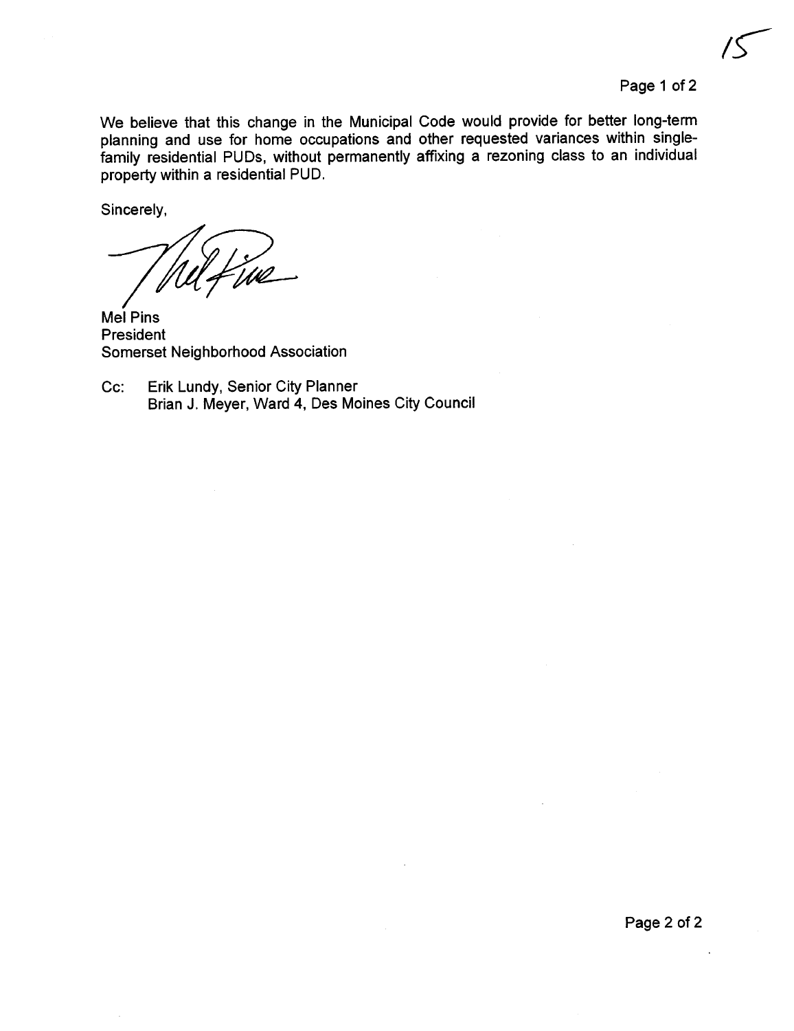We believe that this change in the Municipal Code would provide for better long-term planning and use for home occupations and other requested variances within single-family residential PUDs, without permanently affixing a rezoning class to an individual property within a residential PUD.

Sincerely,

Mel Pins
President
Somerset Neighborhood Association

Cc: Erik Lundy, Senior City Planner
Brian J. Meyer, Ward 4, Des Moines City Council